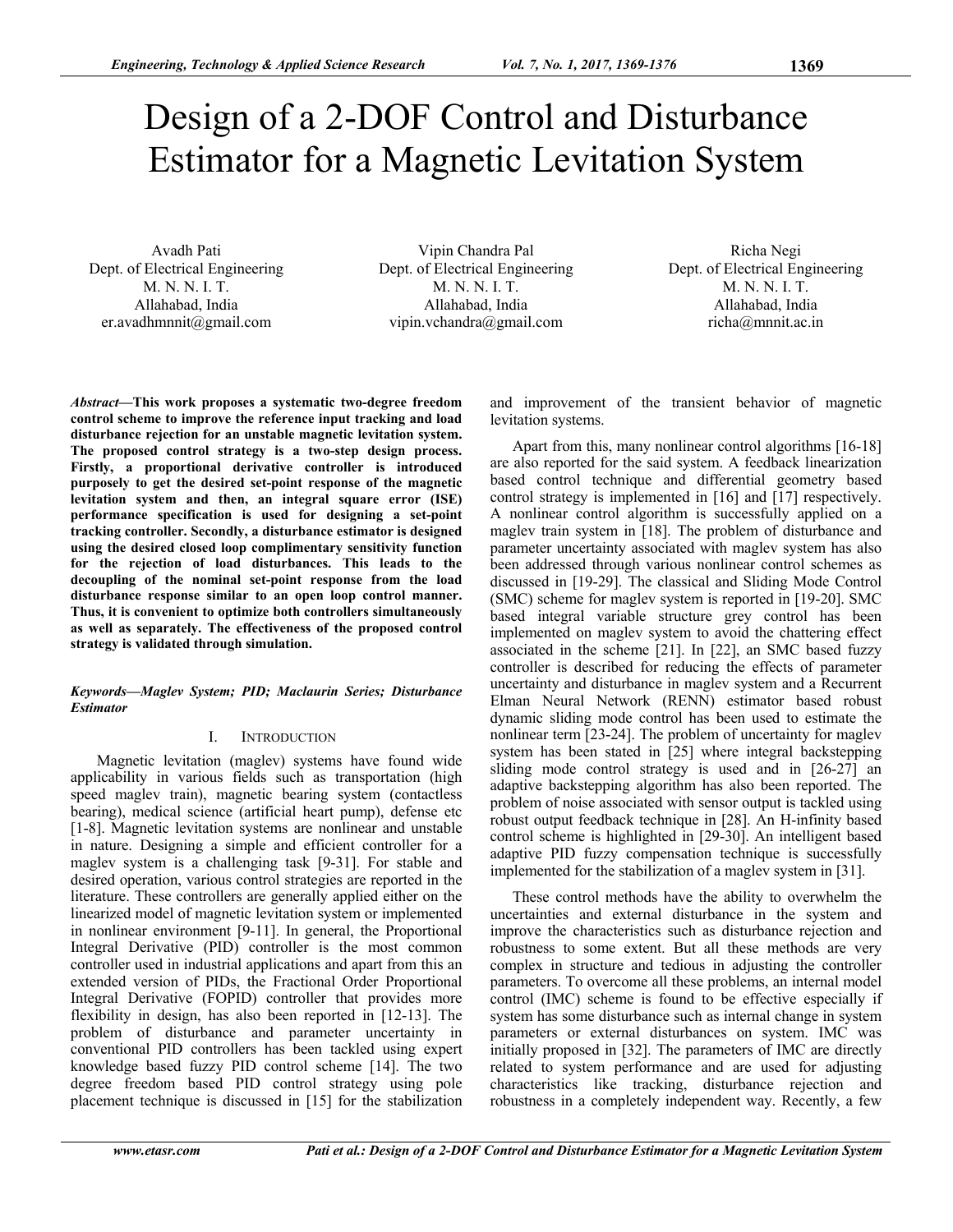# Design of a 2-DOF Control and Disturbance Estimator for a Magnetic Levitation System

Avadh Pati
Dept. of Electrical Engineering
M. N. N. I. T.
Allahabad, India
er.avadhmnnit@gmail.com

Vipin Chandra Pal
Dept. of Electrical Engineering
M. N. N. I. T.
Allahabad, India
vipin.vchandra@gmail.com

Richa Negi
Dept. of Electrical Engineering
M. N. N. I. T.
Allahabad, India
richa@mnnit.ac.in

***Abstract*—This work proposes a systematic two-degree freedom control scheme to improve the reference input tracking and load disturbance rejection for an unstable magnetic levitation system. The proposed control strategy is a two-step design process. Firstly, a proportional derivative controller is introduced purposely to get the desired set-point response of the magnetic levitation system and then, an integral square error (ISE) performance specification is used for designing a set-point tracking controller. Secondly, a disturbance estimator is designed using the desired closed loop complimentary sensitivity function for the rejection of load disturbances. This leads to the decoupling of the nominal set-point response from the load disturbance response similar to an open loop control manner. Thus, it is convenient to optimize both controllers simultaneously as well as separately. The effectiveness of the proposed control strategy is validated through simulation.**

***Keywords—Maglev System; PID; Maclaurin Series; Disturbance Estimator***

## I. Introduction

Magnetic levitation (maglev) systems have found wide applicability in various fields such as transportation (high speed maglev train), magnetic bearing system (contactless bearing), medical science (artificial heart pump), defense etc [1-8]. Magnetic levitation systems are nonlinear and unstable in nature. Designing a simple and efficient controller for a maglev system is a challenging task [9-31]. For stable and desired operation, various control strategies are reported in the literature. These controllers are generally applied either on the linearized model of magnetic levitation system or implemented in nonlinear environment [9-11]. In general, the Proportional Integral Derivative (PID) controller is the most common controller used in industrial applications and apart from this an extended version of PIDs, the Fractional Order Proportional Integral Derivative (FOPID) controller that provides more flexibility in design, has also been reported in [12-13]. The problem of disturbance and parameter uncertainty in conventional PID controllers has been tackled using expert knowledge based fuzzy PID control scheme [14]. The two degree freedom based PID control strategy using pole placement technique is discussed in [15] for the stabilization and improvement of the transient behavior of magnetic levitation systems.

Apart from this, many nonlinear control algorithms [16-18] are also reported for the said system. A feedback linearization based control technique and differential geometry based control strategy is implemented in [16] and [17] respectively. A nonlinear control algorithm is successfully applied on a maglev train system in [18]. The problem of disturbance and parameter uncertainty associated with maglev system has also been addressed through various nonlinear control schemes as discussed in [19-29]. The classical and Sliding Mode Control (SMC) scheme for maglev system is reported in [19-20]. SMC based integral variable structure grey control has been implemented on maglev system to avoid the chattering effect associated in the scheme [21]. In [22], an SMC based fuzzy controller is described for reducing the effects of parameter uncertainty and disturbance in maglev system and a Recurrent Elman Neural Network (RENN) estimator based robust dynamic sliding mode control has been used to estimate the nonlinear term [23-24]. The problem of uncertainty for maglev system has been stated in [25] where integral backstepping sliding mode control strategy is used and in [26-27] an adaptive backstepping algorithm has also been reported. The problem of noise associated with sensor output is tackled using robust output feedback technique in [28]. An H-infinity based control scheme is highlighted in [29-30]. An intelligent based adaptive PID fuzzy compensation technique is successfully implemented for the stabilization of a maglev system in [31].

These control methods have the ability to overwhelm the uncertainties and external disturbance in the system and improve the characteristics such as disturbance rejection and robustness to some extent. But all these methods are very complex in structure and tedious in adjusting the controller parameters. To overcome all these problems, an internal model control (IMC) scheme is found to be effective especially if system has some disturbance such as internal change in system parameters or external disturbances on system. IMC was initially proposed in [32]. The parameters of IMC are directly related to system performance and are used for adjusting characteristics like tracking, disturbance rejection and robustness in a completely independent way. Recently, a few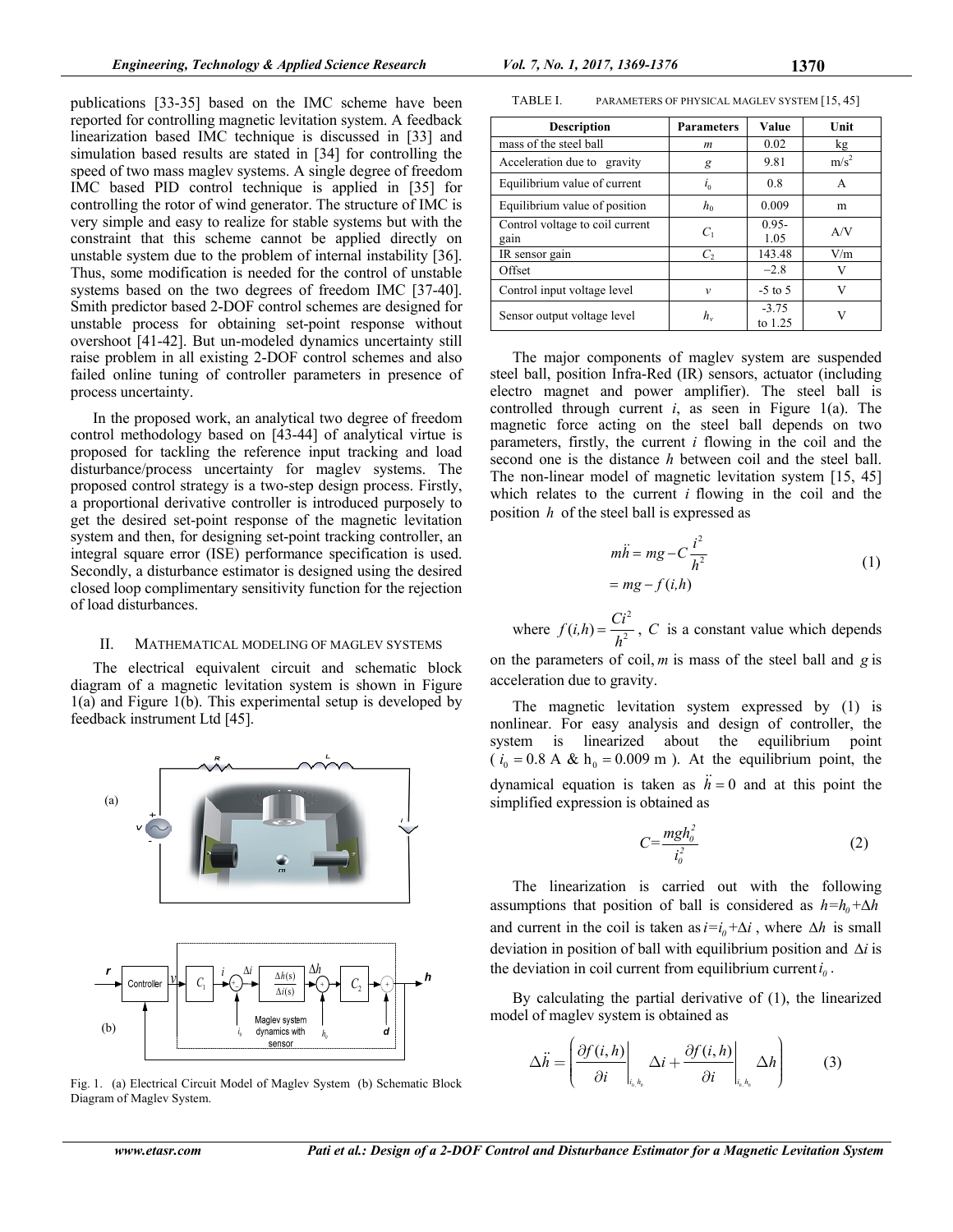publications [33-35] based on the IMC scheme have been reported for controlling magnetic levitation system. A feedback linearization based IMC technique is discussed in [33] and simulation based results are stated in [34] for controlling the speed of two mass maglev systems. A single degree of freedom IMC based PID control technique is applied in [35] for controlling the rotor of wind generator. The structure of IMC is very simple and easy to realize for stable systems but with the constraint that this scheme cannot be applied directly on unstable system due to the problem of internal instability [36]. Thus, some modification is needed for the control of unstable systems based on the two degrees of freedom IMC [37-40]. Smith predictor based 2-DOF control schemes are designed for unstable process for obtaining set-point response without overshoot [41-42]. But un-modeled dynamics uncertainty still raise problem in all existing 2-DOF control schemes and also failed online tuning of controller parameters in presence of process uncertainty.

In the proposed work, an analytical two degree of freedom control methodology based on [43-44] of analytical virtue is proposed for tackling the reference input tracking and load disturbance/process uncertainty for maglev systems. The proposed control strategy is a two-step design process. Firstly, a proportional derivative controller is introduced purposely to get the desired set-point response of the magnetic levitation system and then, for designing set-point tracking controller, an integral square error (ISE) performance specification is used. Secondly, a disturbance estimator is designed using the desired closed loop complimentary sensitivity function for the rejection of load disturbances.

## II. MATHEMATICAL MODELING OF MAGLEV SYSTEMS

The electrical equivalent circuit and schematic block diagram of a magnetic levitation system is shown in Figure 1(a) and Figure 1(b). This experimental setup is developed by feedback instrument Ltd [45].

Fig. 1. (a) Electrical Circuit Model of Maglev System (b) Schematic Block Diagram of Maglev System.

TABLE I. PARAMETERS OF PHYSICAL MAGLEV SYSTEM [15, 45]

| Description | Parameters | Value | Unit |
|---|---|---|---|
| mass of the steel ball | $m$ | 0.02 | kg |
| Acceleration due to gravity | $g$ | 9.81 | m/s$^2$ |
| Equilibrium value of current | $i_0$ | 0.8 | A |
| Equilibrium value of position | $h_0$ | 0.009 | m |
| Control voltage to coil current gain | $C_1$ | 0.95-1.05 | A/V |
| IR sensor gain | $C_2$ | 143.48 | V/m |
| Offset | | −2.8 | V |
| Control input voltage level | $v$ | -5 to 5 | V |
| Sensor output voltage level | $h_v$ | -3.75 to 1.25 | V |

The major components of maglev system are suspended steel ball, position Infra-Red (IR) sensors, actuator (including electro magnet and power amplifier). The steel ball is controlled through current $i$, as seen in Figure 1(a). The magnetic force acting on the steel ball depends on two parameters, firstly, the current $i$ flowing in the coil and the second one is the distance $h$ between coil and the steel ball. The non-linear model of magnetic levitation system [15, 45] which relates to the current $i$ flowing in the coil and the position $h$ of the steel ball is expressed as

$$m\ddot{h} = mg - C\frac{i^2}{h^2} = mg - f(i,h) \tag{1}$$

where $f(i,h) = \dfrac{Ci^2}{h^2}$, $C$ is a constant value which depends on the parameters of coil, $m$ is mass of the steel ball and $g$ is acceleration due to gravity.

The magnetic levitation system expressed by (1) is nonlinear. For easy analysis and design of controller, the system is linearized about the equilibrium point ($i_0 = 0.8$ A & $h_0 = 0.009$ m ). At the equilibrium point, the dynamical equation is taken as $\ddot{h} = 0$ and at this point the simplified expression is obtained as

$$C = \frac{mgh_0^2}{i_0^2} \tag{2}$$

The linearization is carried out with the following assumptions that position of ball is considered as $h=h_0+\Delta h$ and current in the coil is taken as $i=i_0+\Delta i$, where $\Delta h$ is small deviation in position of ball with equilibrium position and $\Delta i$ is the deviation in coil current from equilibrium current $i_0$.

By calculating the partial derivative of (1), the linearized model of maglev system is obtained as

$$\Delta\ddot{h} = \left( \left.\frac{\partial f(i,h)}{\partial i}\right|_{i_0,h_0} \Delta i + \left.\frac{\partial f(i,h)}{\partial i}\right|_{i_0,h_0} \Delta h \right) \tag{3}$$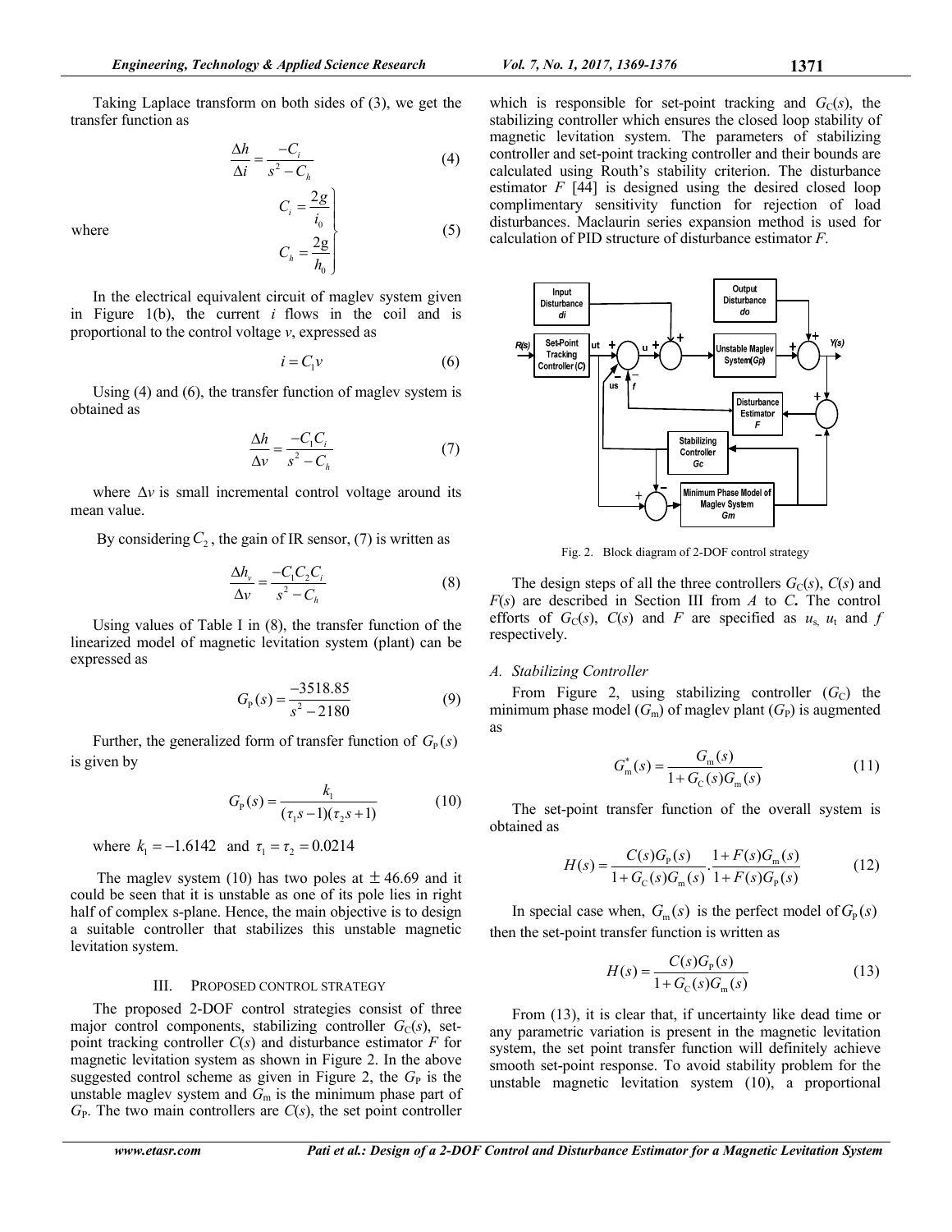Taking Laplace transform on both sides of (3), we get the transfer function as

$$\frac{\Delta h}{\Delta i} = \frac{-C_i}{s^2 - C_h} \quad (4)$$

where

$$\left.\begin{aligned} C_i &= \frac{2g}{i_0} \\ C_h &= \frac{2g}{h_0} \end{aligned}\right\} \quad (5)$$

In the electrical equivalent circuit of maglev system given in Figure 1(b), the current $i$ flows in the coil and is proportional to the control voltage $v$, expressed as

$$i = C_1 v \quad (6)$$

Using (4) and (6), the transfer function of maglev system is obtained as

$$\frac{\Delta h}{\Delta v} = \frac{-C_1 C_i}{s^2 - C_h} \quad (7)$$

where $\Delta v$ is small incremental control voltage around its mean value.

By considering $C_2$, the gain of IR sensor, (7) is written as

$$\frac{\Delta h_v}{\Delta v} = \frac{-C_1 C_2 C_i}{s^2 - C_h} \quad (8)$$

Using values of Table I in (8), the transfer function of the linearized model of magnetic levitation system (plant) can be expressed as

$$G_P(s) = \frac{-3518.85}{s^2 - 2180} \quad (9)$$

Further, the generalized form of transfer function of $G_P(s)$ is given by

$$G_P(s) = \frac{k_1}{(\tau_1 s - 1)(\tau_2 s + 1)} \quad (10)$$

where $k_1 = -1.6142$ and $\tau_1 = \tau_2 = 0.0214$

The maglev system (10) has two poles at $\pm 46.69$ and it could be seen that it is unstable as one of its pole lies in right half of complex s-plane. Hence, the main objective is to design a suitable controller that stabilizes this unstable magnetic levitation system.

## III. PROPOSED CONTROL STRATEGY

The proposed 2-DOF control strategies consist of three major control components, stabilizing controller $G_C(s)$, set-point tracking controller $C(s)$ and disturbance estimator $F$ for magnetic levitation system as shown in Figure 2. In the above suggested control scheme as given in Figure 2, the $G_P$ is the unstable maglev system and $G_m$ is the minimum phase part of $G_P$. The two main controllers are $C(s)$, the set point controller which is responsible for set-point tracking and $G_C(s)$, the stabilizing controller which ensures the closed loop stability of magnetic levitation system. The parameters of stabilizing controller and set-point tracking controller and their bounds are calculated using Routh's stability criterion. The disturbance estimator $F$ [44] is designed using the desired closed loop complimentary sensitivity function for rejection of load disturbances. Maclaurin series expansion method is used for calculation of PID structure of disturbance estimator $F$.

Fig. 2. Block diagram of 2-DOF control strategy

The design steps of all the three controllers $G_C(s)$, $C(s)$ and $F(s)$ are described in Section III from *A* to *C*. The control efforts of $G_C(s)$, $C(s)$ and $F$ are specified as $u_s$, $u_t$ and $f$ respectively.

### A. Stabilizing Controller

From Figure 2, using stabilizing controller ($G_C$) the minimum phase model ($G_m$) of maglev plant ($G_P$) is augmented as

$$G_m^*(s) = \frac{G_m(s)}{1 + G_C(s) G_m(s)} \quad (11)$$

The set-point transfer function of the overall system is obtained as

$$H(s) = \frac{C(s) G_P(s)}{1 + G_C(s) G_m(s)} \cdot \frac{1 + F(s) G_m(s)}{1 + F(s) G_P(s)} \quad (12)$$

In special case when, $G_m(s)$ is the perfect model of $G_P(s)$ then the set-point transfer function is written as

$$H(s) = \frac{C(s) G_P(s)}{1 + G_C(s) G_m(s)} \quad (13)$$

From (13), it is clear that, if uncertainty like dead time or any parametric variation is present in the magnetic levitation system, the set point transfer function will definitely achieve smooth set-point response. To avoid stability problem for the unstable magnetic levitation system (10), a proportional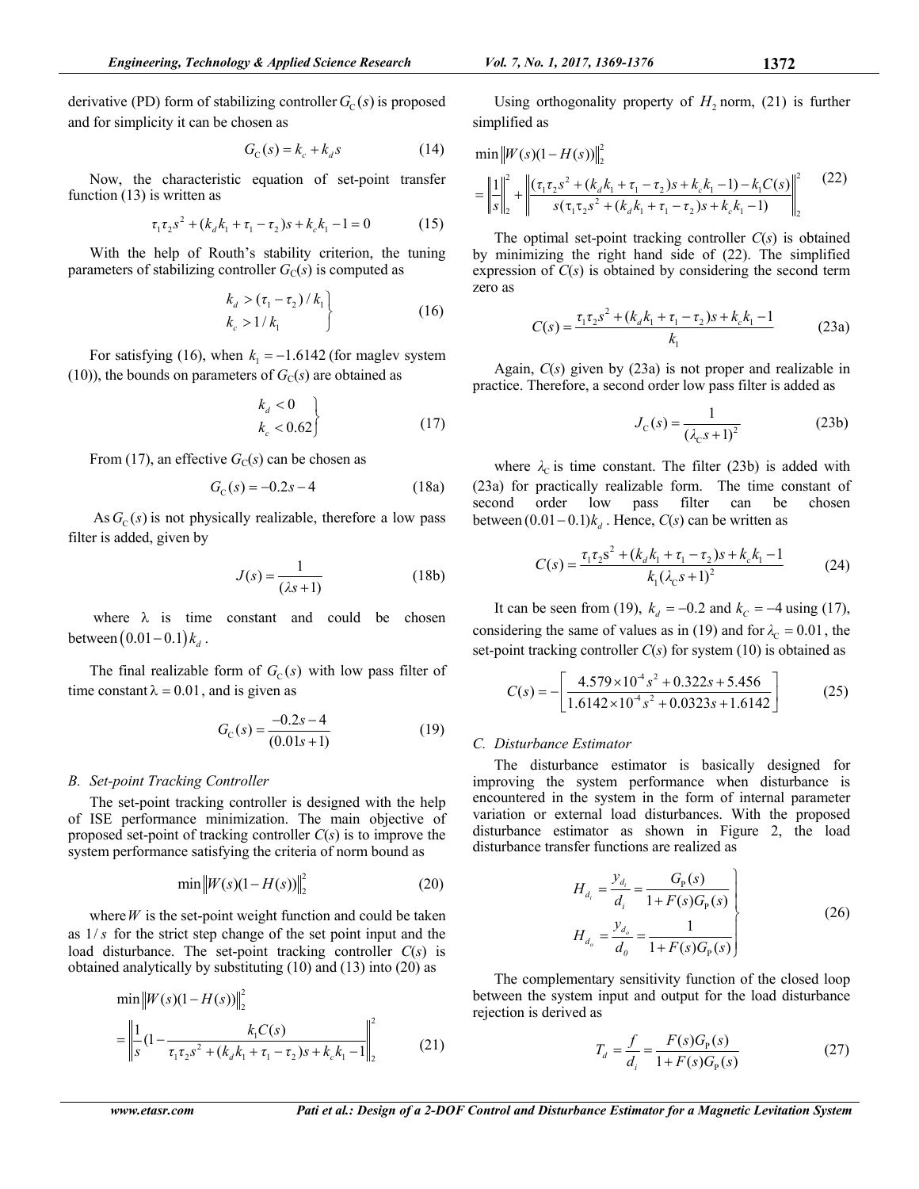derivative (PD) form of stabilizing controller $G_C(s)$ is proposed and for simplicity it can be chosen as

$$G_C(s) = k_c + k_d s \tag{14}$$

Now, the characteristic equation of set-point transfer function (13) is written as

$$\tau_1\tau_2 s^2 + (k_d k_1 + \tau_1 - \tau_2)s + k_c k_1 - 1 = 0 \tag{15}$$

With the help of Routh's stability criterion, the tuning parameters of stabilizing controller $G_C(s)$ is computed as

$$\left.\begin{aligned} k_d &> (\tau_1 - \tau_2)/k_1 \\ k_c &> 1/k_1 \end{aligned}\right\} \tag{16}$$

For satisfying (16), when $k_1 = -1.6142$ (for maglev system (10)), the bounds on parameters of $G_C(s)$ are obtained as

$$\left.\begin{aligned} k_d &< 0 \\ k_c &< 0.62 \end{aligned}\right\} \tag{17}$$

From (17), an effective $G_C(s)$ can be chosen as

$$G_C(s) = -0.2s - 4 \tag{18a}$$

As $G_C(s)$ is not physically realizable, therefore a low pass filter is added, given by

$$J(s) = \frac{1}{(\lambda s + 1)} \tag{18b}$$

where $\lambda$ is time constant and could be chosen between $(0.01 - 0.1)k_d$.

The final realizable form of $G_C(s)$ with low pass filter of time constant $\lambda = 0.01$, and is given as

$$G_C(s) = \frac{-0.2s - 4}{(0.01s + 1)} \tag{19}$$

### *B. Set-point Tracking Controller*

The set-point tracking controller is designed with the help of ISE performance minimization. The main objective of proposed set-point of tracking controller $C(s)$ is to improve the system performance satisfying the criteria of norm bound as

$$\min \left\| W(s)(1 - H(s)) \right\|_2^2 \tag{20}$$

where $W$ is the set-point weight function and could be taken as $1/s$ for the strict step change of the set point input and the load disturbance. The set-point tracking controller $C(s)$ is obtained analytically by substituting (10) and (13) into (20) as

$$\begin{aligned} &\min \left\| W(s)(1 - H(s)) \right\|_2^2 \\ &= \left\| \frac{1}{s}\left(1 - \frac{k_1 C(s)}{\tau_1\tau_2 s^2 + (k_d k_1 + \tau_1 - \tau_2)s + k_c k_1 - 1}\right) \right\|_2^2 \end{aligned} \tag{21}$$

Using orthogonality property of $H_2$ norm, (21) is further simplified as

$$\begin{aligned} &\min \left\| W(s)(1 - H(s)) \right\|_2^2 \\ &= \left\| \frac{1}{s} \right\|_2^2 + \left\| \frac{(\tau_1\tau_2 s^2 + (k_d k_1 + \tau_1 - \tau_2)s + k_c k_1 - 1) - k_1 C(s)}{s(\tau_1\tau_2 s^2 + (k_d k_1 + \tau_1 - \tau_2)s + k_c k_1 - 1)} \right\|_2^2 \end{aligned} \tag{22}$$

The optimal set-point tracking controller $C(s)$ is obtained by minimizing the right hand side of (22). The simplified expression of $C(s)$ is obtained by considering the second term zero as

$$C(s) = \frac{\tau_1\tau_2 s^2 + (k_d k_1 + \tau_1 - \tau_2)s + k_c k_1 - 1}{k_1} \tag{23a}$$

Again, $C(s)$ given by (23a) is not proper and realizable in practice. Therefore, a second order low pass filter is added as

$$J_C(s) = \frac{1}{(\lambda_C s + 1)^2} \tag{23b}$$

where $\lambda_C$ is time constant. The filter (23b) is added with (23a) for practically realizable form. The time constant of second order low pass filter can be chosen between $(0.01 - 0.1)k_d$. Hence, $C(s)$ can be written as

$$C(s) = \frac{\tau_1\tau_2 s^2 + (k_d k_1 + \tau_1 - \tau_2)s + k_c k_1 - 1}{k_1(\lambda_C s + 1)^2} \tag{24}$$

It can be seen from (19), $k_d = -0.2$ and $k_C = -4$ using (17), considering the same of values as in (19) and for $\lambda_C = 0.01$, the set-point tracking controller $C(s)$ for system (10) is obtained as

$$C(s) = -\left[\frac{4.579\times 10^{-4} s^2 + 0.322s + 5.456}{1.6142\times 10^{-4} s^2 + 0.0323s + 1.6142}\right] \tag{25}$$

### *C. Disturbance Estimator*

The disturbance estimator is basically designed for improving the system performance when disturbance is encountered in the system in the form of internal parameter variation or external load disturbances. With the proposed disturbance estimator as shown in Figure 2, the load disturbance transfer functions are realized as

$$\left.\begin{aligned} H_{d_i} &= \frac{y_{d_i}}{d_i} = \frac{G_P(s)}{1 + F(s)G_P(s)} \\ H_{d_o} &= \frac{y_{d_o}}{d_0} = \frac{1}{1 + F(s)G_P(s)} \end{aligned}\right\} \tag{26}$$

The complementary sensitivity function of the closed loop between the system input and output for the load disturbance rejection is derived as

$$T_d = \frac{f}{d_i} = \frac{F(s)G_P(s)}{1 + F(s)G_P(s)} \tag{27}$$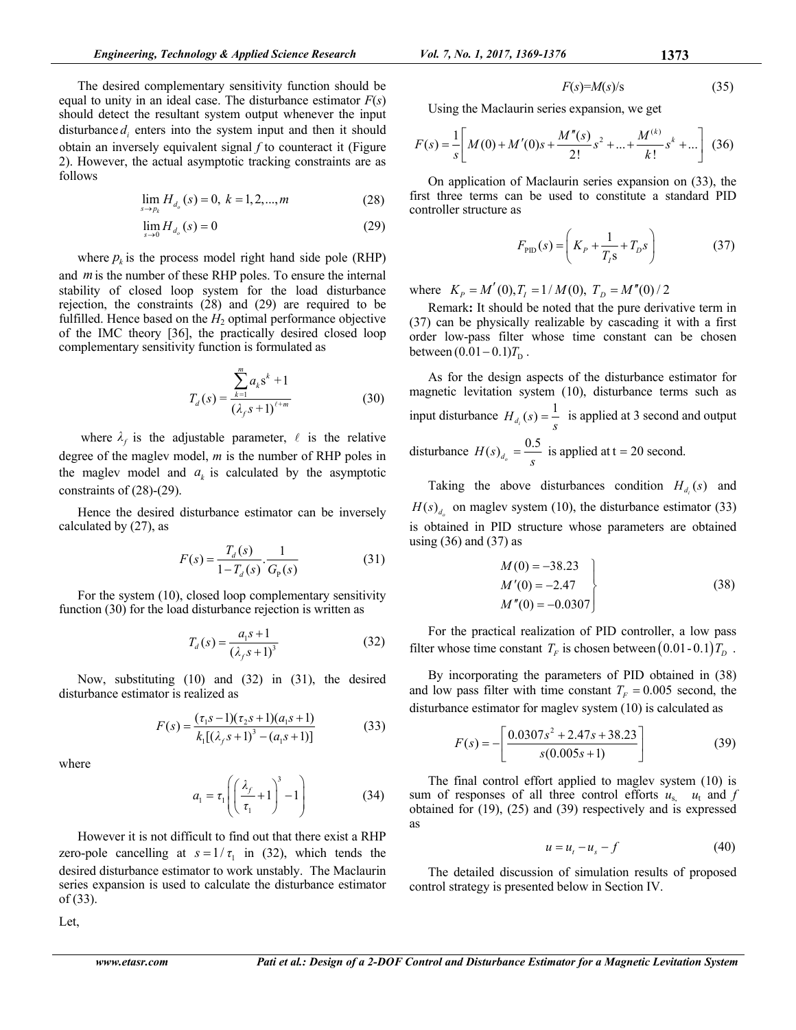The desired complementary sensitivity function should be equal to unity in an ideal case. The disturbance estimator $F(s)$ should detect the resultant system output whenever the input disturbance $d_i$ enters into the system input and then it should obtain an inversely equivalent signal $f$ to counteract it (Figure 2). However, the actual asymptotic tracking constraints are as follows

$$\lim_{s \to p_k} H_{d_o}(s) = 0, \; k = 1, 2, ..., m \tag{28}$$

$$\lim_{s \to 0} H_{d_o}(s) = 0 \tag{29}$$

where $p_k$ is the process model right hand side pole (RHP) and $m$ is the number of these RHP poles. To ensure the internal stability of closed loop system for the load disturbance rejection, the constraints (28) and (29) are required to be fulfilled. Hence based on the $H_2$ optimal performance objective of the IMC theory [36], the practically desired closed loop complementary sensitivity function is formulated as

$$T_d(s) = \frac{\sum_{k=1}^{m} a_k s^k + 1}{(\lambda_f s + 1)^{\ell + m}} \tag{30}$$

where $\lambda_f$ is the adjustable parameter, $\ell$ is the relative degree of the maglev model, $m$ is the number of RHP poles in the maglev model and $a_k$ is calculated by the asymptotic constraints of (28)-(29).

Hence the desired disturbance estimator can be inversely calculated by (27), as

$$F(s) = \frac{T_d(s)}{1 - T_d(s)} \cdot \frac{1}{G_P(s)} \tag{31}$$

For the system (10), closed loop complementary sensitivity function (30) for the load disturbance rejection is written as

$$T_d(s) = \frac{a_1 s + 1}{(\lambda_f s + 1)^3} \tag{32}$$

Now, substituting (10) and (32) in (31), the desired disturbance estimator is realized as

$$F(s) = \frac{(\tau_1 s - 1)(\tau_2 s + 1)(a_1 s + 1)}{k_1[(\lambda_f s + 1)^3 - (a_1 s + 1)]} \tag{33}$$

where

$$a_1 = \tau_1 \left( \left( \frac{\lambda_f}{\tau_1} + 1 \right)^3 - 1 \right) \tag{34}$$

However it is not difficult to find out that there exist a RHP zero-pole cancelling at $s = 1/\tau_1$ in (32), which tends the desired disturbance estimator to work unstably. The Maclaurin series expansion is used to calculate the disturbance estimator of (33).

Let,

$$F(s) = M(s)/s \tag{35}$$

Using the Maclaurin series expansion, we get

$$F(s) = \frac{1}{s}\left[ M(0) + M'(0)s + \frac{M''(s)}{2!}s^2 + ... + \frac{M^{(k)}}{k!}s^k + ... \right] \tag{36}$$

On application of Maclaurin series expansion on (33), the first three terms can be used to constitute a standard PID controller structure as

$$F_{\text{PID}}(s) = \left( K_P + \frac{1}{T_I s} + T_D s \right) \tag{37}$$

where $K_P = M'(0), T_I = 1/M(0), \; T_D = M''(0)/2$

Remark**:** It should be noted that the pure derivative term in (37) can be physically realizable by cascading it with a first order low-pass filter whose time constant can be chosen between $(0.01 - 0.1)T_D$.

As for the design aspects of the disturbance estimator for magnetic levitation system (10), disturbance terms such as input disturbance $H_{d_i}(s) = \frac{1}{s}$ is applied at 3 second and output disturbance $H(s)_{d_o} = \frac{0.5}{s}$ is applied at t = 20 second.

Taking the above disturbances condition $H_{d_i}(s)$ and $H(s)_{d_o}$ on maglev system (10), the disturbance estimator (33) is obtained in PID structure whose parameters are obtained using (36) and (37) as

$$\left. \begin{aligned} M(0) &= -38.23 \\ M'(0) &= -2.47 \\ M''(0) &= -0.0307 \end{aligned} \right\} \tag{38}$$

For the practical realization of PID controller, a low pass filter whose time constant $T_F$ is chosen between $(0.01 \text{ - } 0.1)T_D$.

By incorporating the parameters of PID obtained in (38) and low pass filter with time constant $T_F = 0.005$ second, the disturbance estimator for maglev system (10) is calculated as

$$F(s) = -\left[ \frac{0.0307s^2 + 2.47s + 38.23}{s(0.005s + 1)} \right] \tag{39}$$

The final control effort applied to maglev system (10) is sum of responses of all three control efforts $u_s$, $u_t$ and $f$ obtained for (19), (25) and (39) respectively and is expressed as

$$u = u_t - u_s - f \tag{40}$$

The detailed discussion of simulation results of proposed control strategy is presented below in Section IV.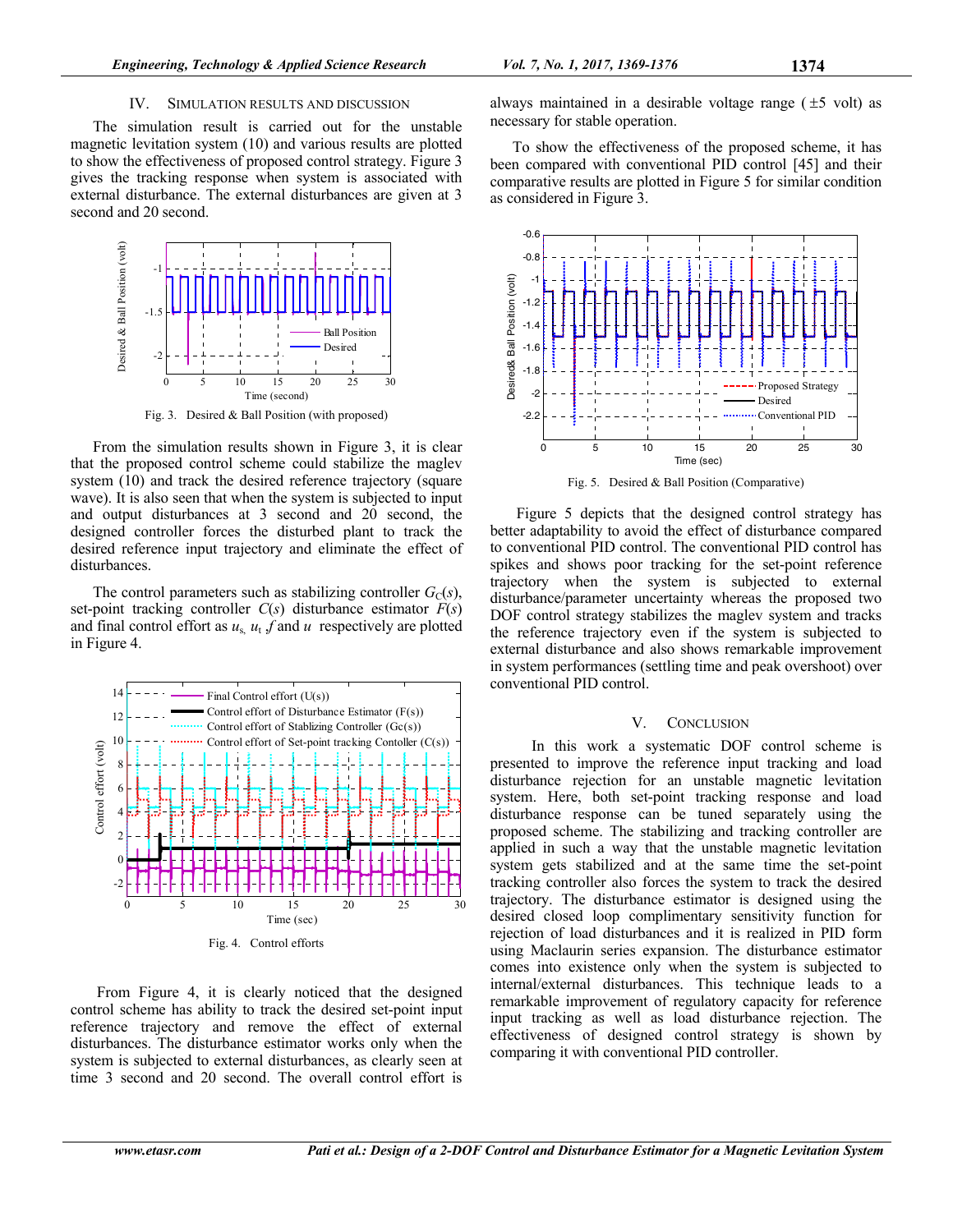## IV. SIMULATION RESULTS AND DISCUSSION

The simulation result is carried out for the unstable magnetic levitation system (10) and various results are plotted to show the effectiveness of proposed control strategy. Figure 3 gives the tracking response when system is associated with external disturbance. The external disturbances are given at 3 second and 20 second.

Fig. 3. Desired & Ball Position (with proposed)

From the simulation results shown in Figure 3, it is clear that the proposed control scheme could stabilize the maglev system (10) and track the desired reference trajectory (square wave). It is also seen that when the system is subjected to input and output disturbances at 3 second and 20 second, the designed controller forces the disturbed plant to track the desired reference input trajectory and eliminate the effect of disturbances.

The control parameters such as stabilizing controller $G_C(s)$, set-point tracking controller $C(s)$ disturbance estimator $F(s)$ and final control effort as $u_s$, $u_t$, $f$ and $u$ respectively are plotted in Figure 4.

Fig. 4. Control efforts

From Figure 4, it is clearly noticed that the designed control scheme has ability to track the desired set-point input reference trajectory and remove the effect of external disturbances. The disturbance estimator works only when the system is subjected to external disturbances, as clearly seen at time 3 second and 20 second. The overall control effort is always maintained in a desirable voltage range ($\pm 5$ volt) as necessary for stable operation.

To show the effectiveness of the proposed scheme, it has been compared with conventional PID control [45] and their comparative results are plotted in Figure 5 for similar condition as considered in Figure 3.

Fig. 5. Desired & Ball Position (Comparative)

Figure 5 depicts that the designed control strategy has better adaptability to avoid the effect of disturbance compared to conventional PID control. The conventional PID control has spikes and shows poor tracking for the set-point reference trajectory when the system is subjected to external disturbance/parameter uncertainty whereas the proposed two DOF control strategy stabilizes the maglev system and tracks the reference trajectory even if the system is subjected to external disturbance and also shows remarkable improvement in system performances (settling time and peak overshoot) over conventional PID control.

## V. CONCLUSION

In this work a systematic DOF control scheme is presented to improve the reference input tracking and load disturbance rejection for an unstable magnetic levitation system. Here, both set-point tracking response and load disturbance response can be tuned separately using the proposed scheme. The stabilizing and tracking controller are applied in such a way that the unstable magnetic levitation system gets stabilized and at the same time the set-point tracking controller also forces the system to track the desired trajectory. The disturbance estimator is designed using the desired closed loop complimentary sensitivity function for rejection of load disturbances and it is realized in PID form using Maclaurin series expansion. The disturbance estimator comes into existence only when the system is subjected to internal/external disturbances. This technique leads to a remarkable improvement of regulatory capacity for reference input tracking as well as load disturbance rejection. The effectiveness of designed control strategy is shown by comparing it with conventional PID controller.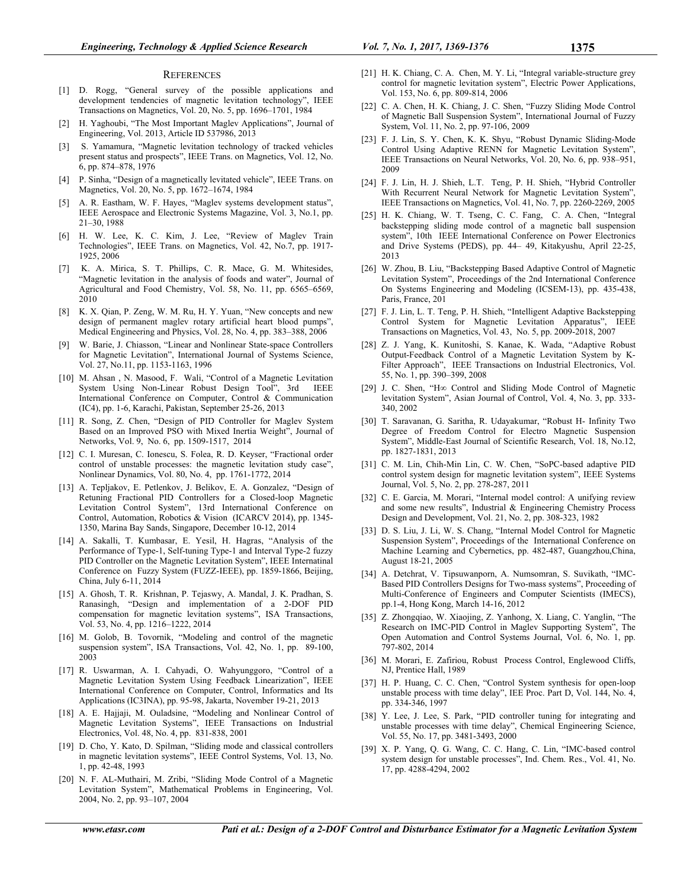## REFERENCES

[1] D. Rogg, "General survey of the possible applications and development tendencies of magnetic levitation technology", IEEE Transactions on Magnetics, Vol. 20, No. 5, pp. 1696–1701, 1984

[2] H. Yaghoubi, "The Most Important Maglev Applications", Journal of Engineering, Vol. 2013, Article ID 537986, 2013

[3] S. Yamamura, "Magnetic levitation technology of tracked vehicles present status and prospects", IEEE Trans. on Magnetics, Vol. 12, No. 6, pp. 874–878, 1976

[4] P. Sinha, "Design of a magnetically levitated vehicle", IEEE Trans. on Magnetics, Vol. 20, No. 5, pp. 1672–1674, 1984

[5] A. R. Eastham, W. F. Hayes, "Maglev systems development status", IEEE Aerospace and Electronic Systems Magazine, Vol. 3, No.1, pp. 21–30, 1988

[6] H. W. Lee, K. C. Kim, J. Lee, "Review of Maglev Train Technologies", IEEE Trans. on Magnetics, Vol. 42, No.7, pp. 1917-1925, 2006

[7] K. A. Mirica, S. T. Phillips, C. R. Mace, G. M. Whitesides, "Magnetic levitation in the analysis of foods and water", Journal of Agricultural and Food Chemistry, Vol. 58, No. 11, pp. 6565–6569, 2010

[8] K. X. Qian, P. Zeng, W. M. Ru, H. Y. Yuan, "New concepts and new design of permanent maglev rotary artificial heart blood pumps", Medical Engineering and Physics, Vol. 28, No. 4, pp. 383–388, 2006

[9] W. Barie, J. Chiasson, "Linear and Nonlinear State-space Controllers for Magnetic Levitation", International Journal of Systems Science, Vol. 27, No.11, pp. 1153-1163, 1996

[10] M. Ahsan , N. Masood, F. Wali, "Control of a Magnetic Levitation System Using Non-Linear Robust Design Tool", 3rd IEEE International Conference on Computer, Control & Communication (IC4), pp. 1-6, Karachi, Pakistan, September 25-26, 2013

[11] R. Song, Z. Chen, "Design of PID Controller for Maglev System Based on an Improved PSO with Mixed Inertia Weight", Journal of Networks, Vol. 9, No. 6, pp. 1509-1517, 2014

[12] C. I. Muresan, C. Ionescu, S. Folea, R. D. Keyser, "Fractional order control of unstable processes: the magnetic levitation study case", Nonlinear Dynamics, Vol. 80, No. 4, pp. 1761-1772, 2014

[13] A. Tepljakov, E. Petlenkov, J. Belikov, E. A. Gonzalez, "Design of Retuning Fractional PID Controllers for a Closed-loop Magnetic Levitation Control System", 13rd International Conference on Control, Automation, Robotics & Vision (ICARCV 2014), pp. 1345-1350, Marina Bay Sands, Singapore, December 10-12, 2014

[14] A. Sakalli, T. Kumbasar, E. Yesil, H. Hagras, "Analysis of the Performance of Type-1, Self-tuning Type-1 and Interval Type-2 fuzzy PID Controller on the Magnetic Levitation System", IEEE Internatinal Conference on Fuzzy System (FUZZ-IEEE), pp. 1859-1866, Beijing, China, July 6-11, 2014

[15] A. Ghosh, T. R. Krishnan, P. Tejaswy, A. Mandal, J. K. Pradhan, S. Ranasingh, "Design and implementation of a 2-DOF PID compensation for magnetic levitation systems", ISA Transactions, Vol. 53, No. 4, pp. 1216–1222, 2014

[16] M. Golob, B. Tovornik, "Modeling and control of the magnetic suspension system", ISA Transactions, Vol. 42, No. 1, pp. 89-100, 2003

[17] R. Uswarman, A. I. Cahyadi, O. Wahyunggoro, "Control of a Magnetic Levitation System Using Feedback Linearization", IEEE International Conference on Computer, Control, Informatics and Its Applications (IC3INA), pp. 95-98, Jakarta, November 19-21, 2013

[18] A. E. Hajjaji, M. Ouladsine, "Modeling and Nonlinear Control of Magnetic Levitation Systems", IEEE Transactions on Industrial Electronics, Vol. 48, No. 4, pp. 831-838, 2001

[19] D. Cho, Y. Kato, D. Spilman, "Sliding mode and classical controllers in magnetic levitation systems", IEEE Control Systems, Vol. 13, No. 1, pp. 42-48, 1993

[20] N. F. AL-Muthairi, M. Zribi, "Sliding Mode Control of a Magnetic Levitation System", Mathematical Problems in Engineering, Vol. 2004, No. 2, pp. 93–107, 2004

[21] H. K. Chiang, C. A. Chen, M. Y. Li, "Integral variable-structure grey control for magnetic levitation system", Electric Power Applications, Vol. 153, No. 6, pp. 809-814, 2006

[22] C. A. Chen, H. K. Chiang, J. C. Shen, "Fuzzy Sliding Mode Control of Magnetic Ball Suspension System", International Journal of Fuzzy System, Vol. 11, No. 2, pp. 97-106, 2009

[23] F. J. Lin, S. Y. Chen, K. K. Shyu, "Robust Dynamic Sliding-Mode Control Using Adaptive RENN for Magnetic Levitation System", IEEE Transactions on Neural Networks, Vol. 20, No. 6, pp. 938–951, 2009

[24] F. J. Lin, H. J. Shieh, L.T. Teng, P. H. Shieh, "Hybrid Controller With Recurrent Neural Network for Magnetic Levitation System", IEEE Transactions on Magnetics, Vol. 41, No. 7, pp. 2260-2269, 2005

[25] H. K. Chiang, W. T. Tseng, C. C. Fang, C. A. Chen, "Integral backstepping sliding mode control of a magnetic ball suspension system", 10th IEEE International Conference on Power Electronics and Drive Systems (PEDS), pp. 44– 49, Kitakyushu, April 22-25, 2013

[26] W. Zhou, B. Liu, "Backstepping Based Adaptive Control of Magnetic Levitation System", Proceedings of the 2nd International Conference On Systems Engineering and Modeling (ICSEM-13), pp. 435-438, Paris, France, 201

[27] F. J. Lin, L. T. Teng, P. H. Shieh, "Intelligent Adaptive Backstepping Control System for Magnetic Levitation Apparatus", IEEE Transactions on Magnetics, Vol. 43, No. 5, pp. 2009-2018, 2007

[28] Z. J. Yang, K. Kunitoshi, S. Kanae, K. Wada, "Adaptive Robust Output-Feedback Control of a Magnetic Levitation System by K-Filter Approach", IEEE Transactions on Industrial Electronics, Vol. 55, No. 1, pp. 390–399, 2008

[29] J. C. Shen, "H∞ Control and Sliding Mode Control of Magnetic levitation System", Asian Journal of Control, Vol. 4, No. 3, pp. 333-340, 2002

[30] T. Saravanan, G. Saritha, R. Udayakumar, "Robust H- Infinity Two Degree of Freedom Control for Electro Magnetic Suspension System", Middle-East Journal of Scientific Research, Vol. 18, No.12, pp. 1827-1831, 2013

[31] C. M. Lin, Chih-Min Lin, C. W. Chen, "SoPC-based adaptive PID control system design for magnetic levitation system", IEEE Systems Journal, Vol. 5, No. 2, pp. 278-287, 2011

[32] C. E. Garcia, M. Morari, "Internal model control: A unifying review and some new results", Industrial & Engineering Chemistry Process Design and Development, Vol. 21, No. 2, pp. 308-323, 1982

[33] D. S. Liu, J. Li, W. S. Chang, "Internal Model Control for Magnetic Suspension System", Proceedings of the International Conference on Machine Learning and Cybernetics, pp. 482-487, Guangzhou,China, August 18-21, 2005

[34] A. Detchrat, V. Tipsuwanporn, A. Numsomran, S. Suvikath, "IMC-Based PID Controllers Designs for Two-mass systems", Proceeding of Multi-Conference of Engineers and Computer Scientists (IMECS), pp.1-4, Hong Kong, March 14-16, 2012

[35] Z. Zhongqiao, W. Xiaojing, Z. Yanhong, X. Liang, C. Yanglin, "The Research on IMC-PID Control in Maglev Supporting System", The Open Automation and Control Systems Journal, Vol. 6, No. 1, pp. 797-802, 2014

[36] M. Morari, E. Zafiriou, Robust Process Control, Englewood Cliffs, NJ, Prentice Hall, 1989

[37] H. P. Huang, C. C. Chen, "Control System synthesis for open-loop unstable process with time delay", IEE Proc. Part D, Vol. 144, No. 4, pp. 334-346, 1997

[38] Y. Lee, J. Lee, S. Park, "PID controller tuning for integrating and unstable processes with time delay", Chemical Engineering Science, Vol. 55, No. 17, pp. 3481-3493, 2000

[39] X. P. Yang, Q. G. Wang, C. C. Hang, C. Lin, "IMC-based control system design for unstable processes", Ind. Chem. Res., Vol. 41, No. 17, pp. 4288-4294, 2002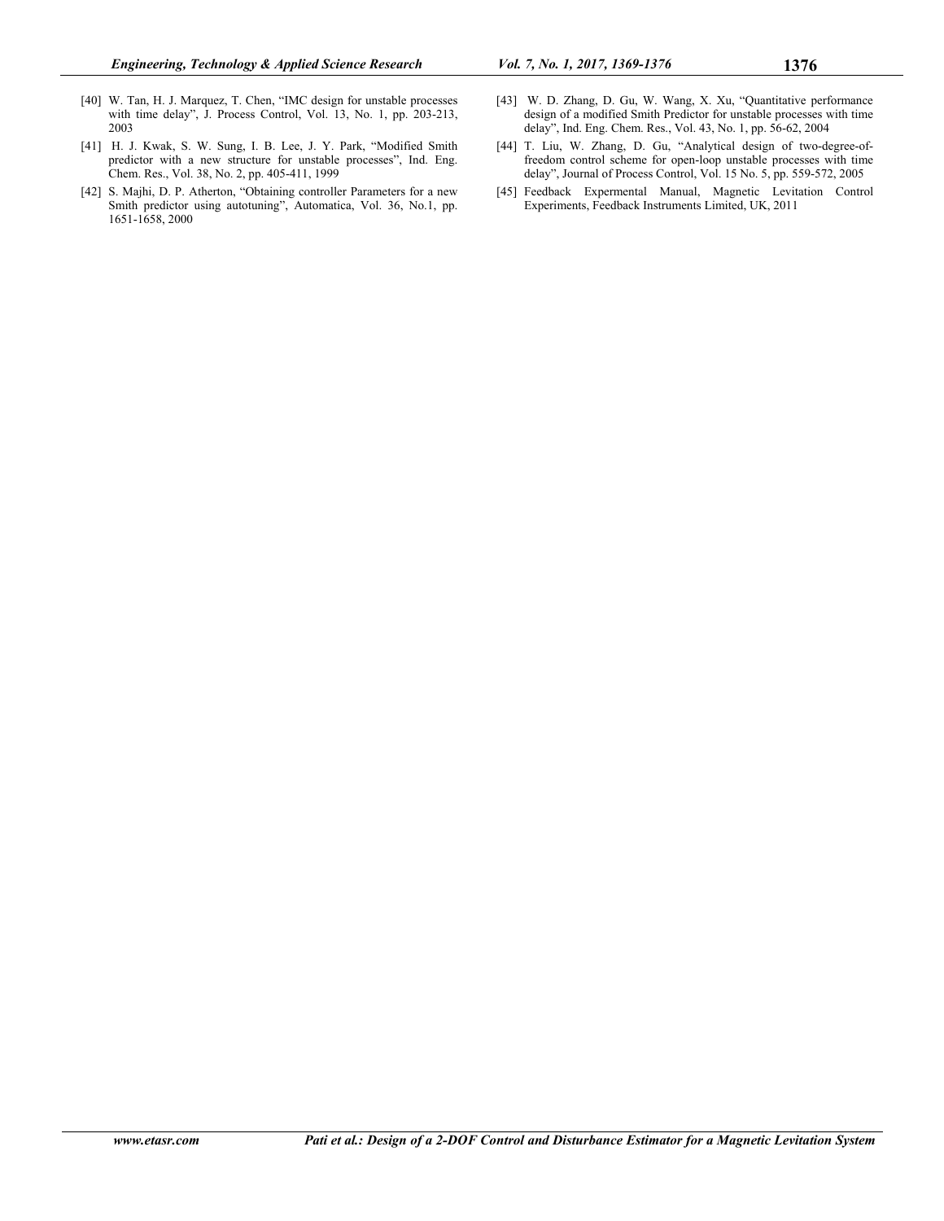[40] W. Tan, H. J. Marquez, T. Chen, "IMC design for unstable processes with time delay", J. Process Control, Vol. 13, No. 1, pp. 203-213, 2003

[41] H. J. Kwak, S. W. Sung, I. B. Lee, J. Y. Park, "Modified Smith predictor with a new structure for unstable processes", Ind. Eng. Chem. Res., Vol. 38, No. 2, pp. 405-411, 1999

[42] S. Majhi, D. P. Atherton, "Obtaining controller Parameters for a new Smith predictor using autotuning", Automatica, Vol. 36, No.1, pp. 1651-1658, 2000

[43] W. D. Zhang, D. Gu, W. Wang, X. Xu, "Quantitative performance design of a modified Smith Predictor for unstable processes with time delay", Ind. Eng. Chem. Res., Vol. 43, No. 1, pp. 56-62, 2004

[44] T. Liu, W. Zhang, D. Gu, "Analytical design of two-degree-of-freedom control scheme for open-loop unstable processes with time delay", Journal of Process Control, Vol. 15 No. 5, pp. 559-572, 2005

[45] Feedback Expermental Manual, Magnetic Levitation Control Experiments, Feedback Instruments Limited, UK, 2011